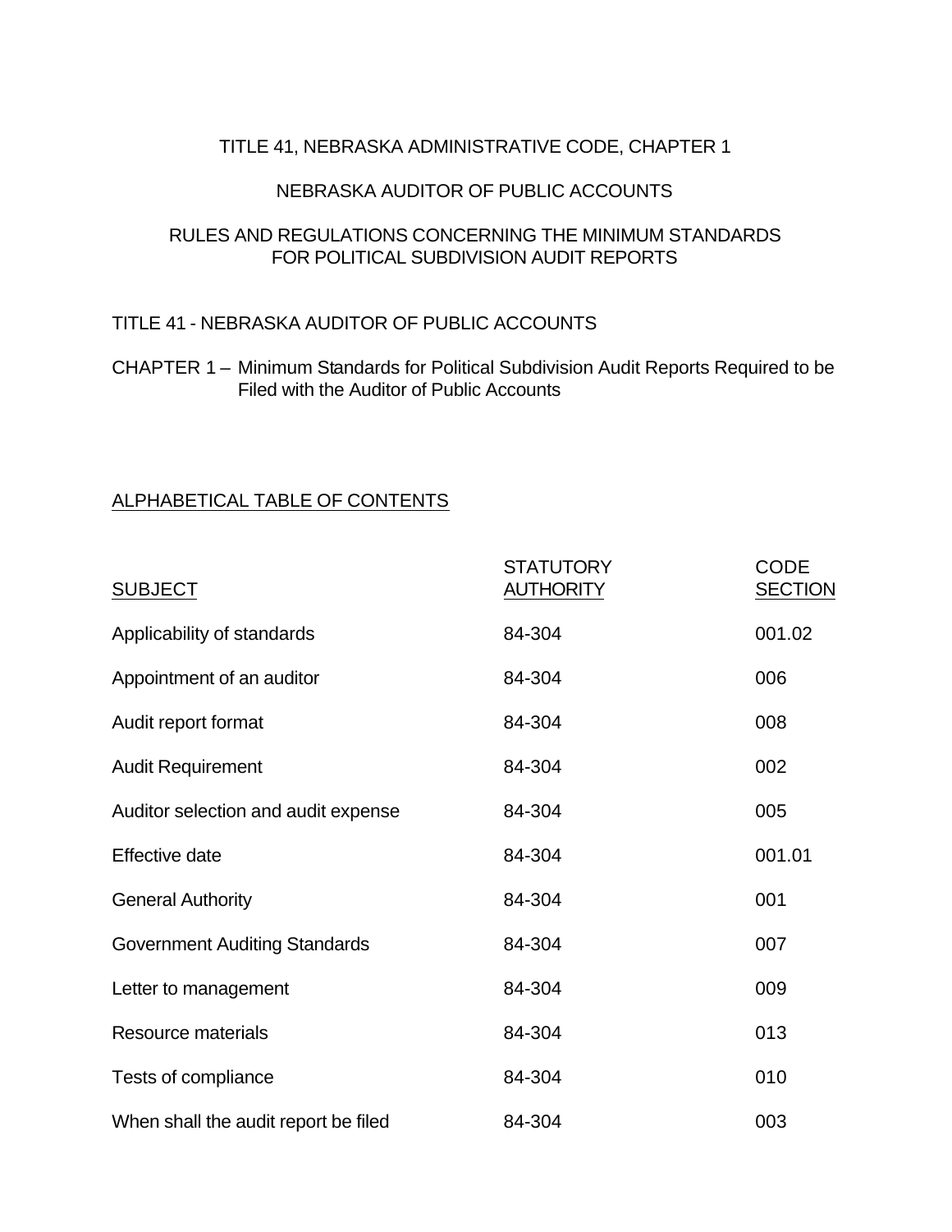# TITLE 41, NEBRASKA ADMINISTRATIVE CODE, CHAPTER 1

## NEBRASKA AUDITOR OF PUBLIC ACCOUNTS

## RULES AND REGULATIONS CONCERNING THE MINIMUM STANDARDS FOR POLITICAL SUBDIVISION AUDIT REPORTS

TITLE 41 - NEBRASKA AUDITOR OF PUBLIC ACCOUNTS

CHAPTER 1 – Minimum Standards for Political Subdivision Audit Reports Required to be Filed with the Auditor of Public Accounts

### ALPHABETICAL TABLE OF CONTENTS

| SUBJECT | STATUTORY AUTHORITY | CODE SECTION |
|---|---|---|
| Applicability of standards | 84-304 | 001.02 |
| Appointment of an auditor | 84-304 | 006 |
| Audit report format | 84-304 | 008 |
| Audit Requirement | 84-304 | 002 |
| Auditor selection and audit expense | 84-304 | 005 |
| Effective date | 84-304 | 001.01 |
| General Authority | 84-304 | 001 |
| Government Auditing Standards | 84-304 | 007 |
| Letter to management | 84-304 | 009 |
| Resource materials | 84-304 | 013 |
| Tests of compliance | 84-304 | 010 |
| When shall the audit report be filed | 84-304 | 003 |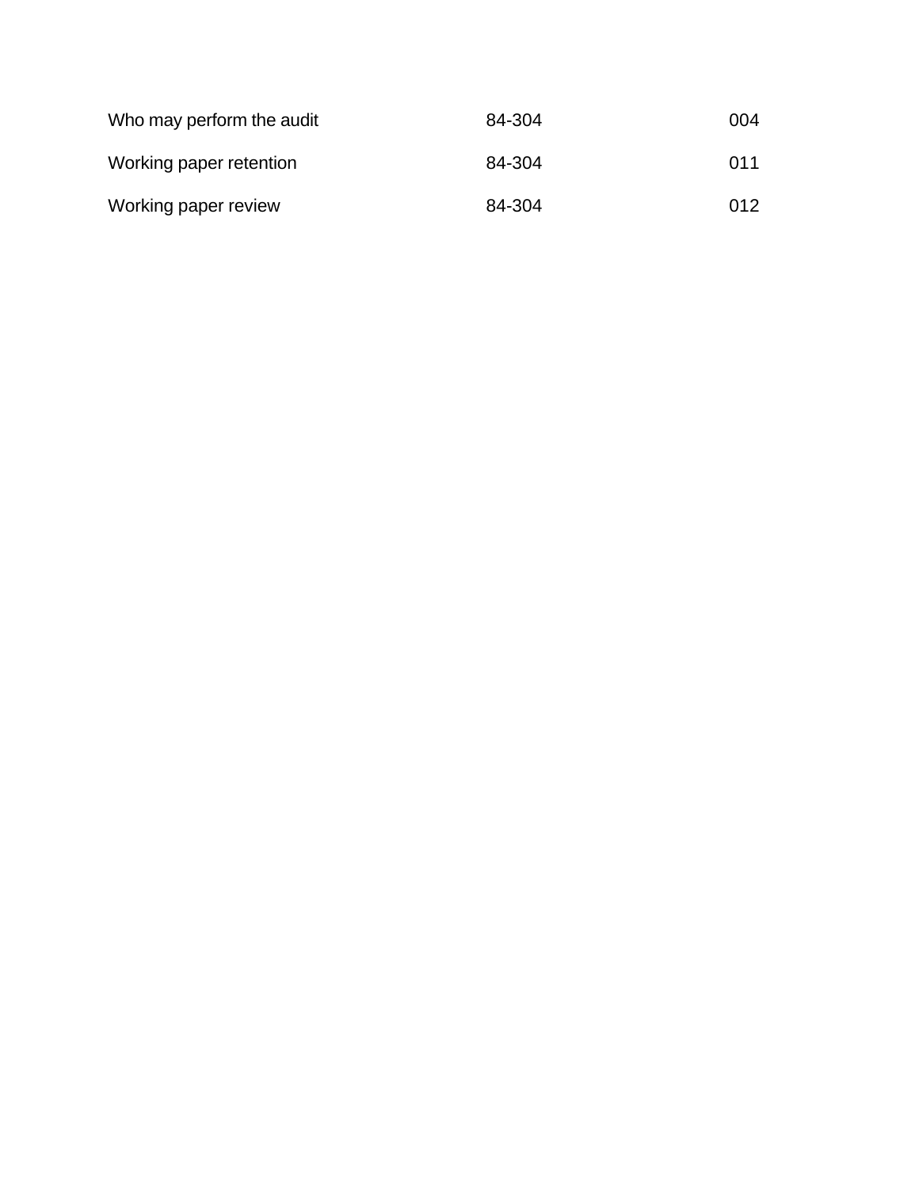| | | |
|---|---|---|
| Who may perform the audit | 84-304 | 004 |
| Working paper retention | 84-304 | 011 |
| Working paper review | 84-304 | 012 |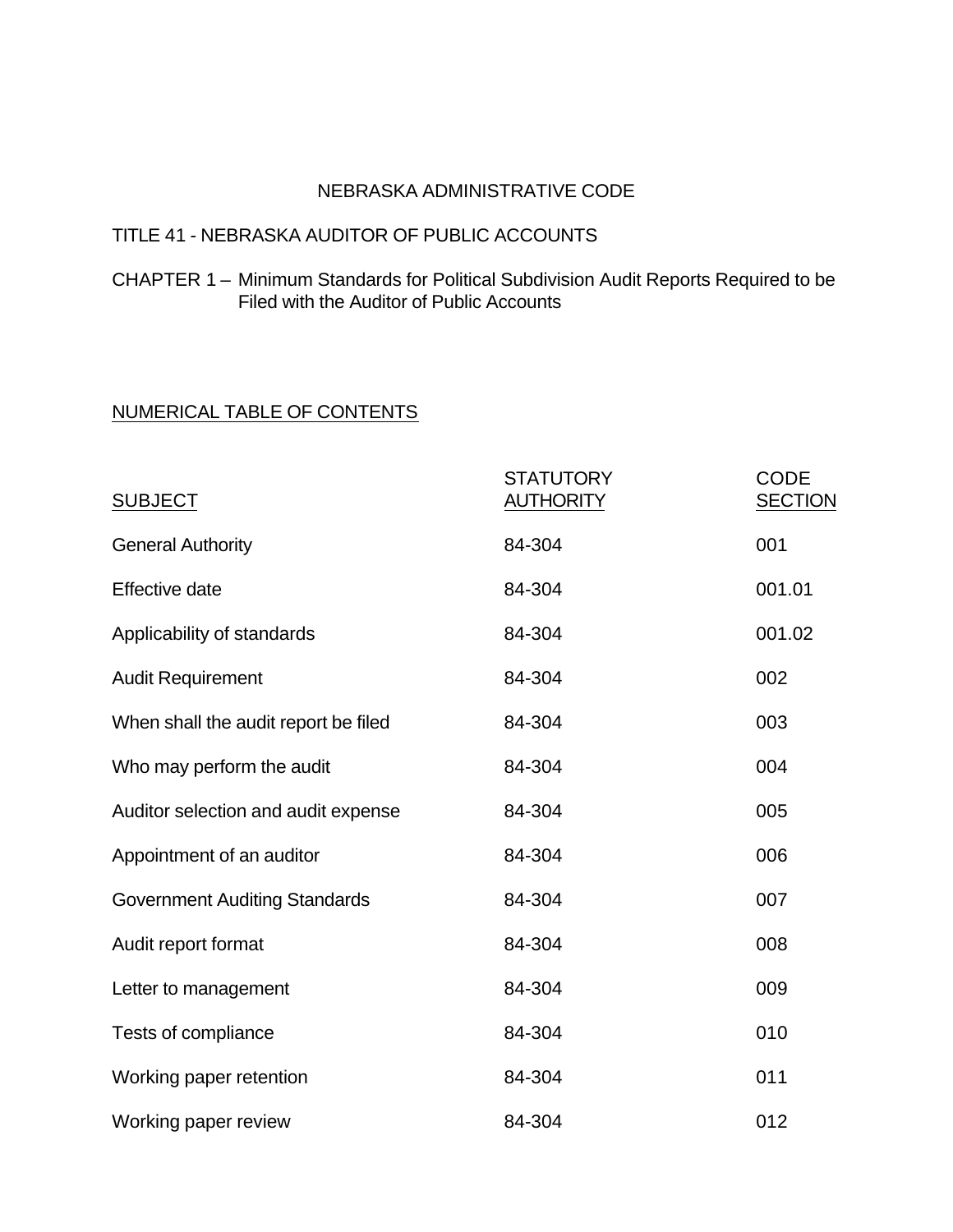NEBRASKA ADMINISTRATIVE CODE

TITLE 41 - NEBRASKA AUDITOR OF PUBLIC ACCOUNTS

CHAPTER 1 – Minimum Standards for Political Subdivision Audit Reports Required to be Filed with the Auditor of Public Accounts

NUMERICAL TABLE OF CONTENTS

| SUBJECT | STATUTORY AUTHORITY | CODE SECTION |
|---|---|---|
| General Authority | 84-304 | 001 |
| Effective date | 84-304 | 001.01 |
| Applicability of standards | 84-304 | 001.02 |
| Audit Requirement | 84-304 | 002 |
| When shall the audit report be filed | 84-304 | 003 |
| Who may perform the audit | 84-304 | 004 |
| Auditor selection and audit expense | 84-304 | 005 |
| Appointment of an auditor | 84-304 | 006 |
| Government Auditing Standards | 84-304 | 007 |
| Audit report format | 84-304 | 008 |
| Letter to management | 84-304 | 009 |
| Tests of compliance | 84-304 | 010 |
| Working paper retention | 84-304 | 011 |
| Working paper review | 84-304 | 012 |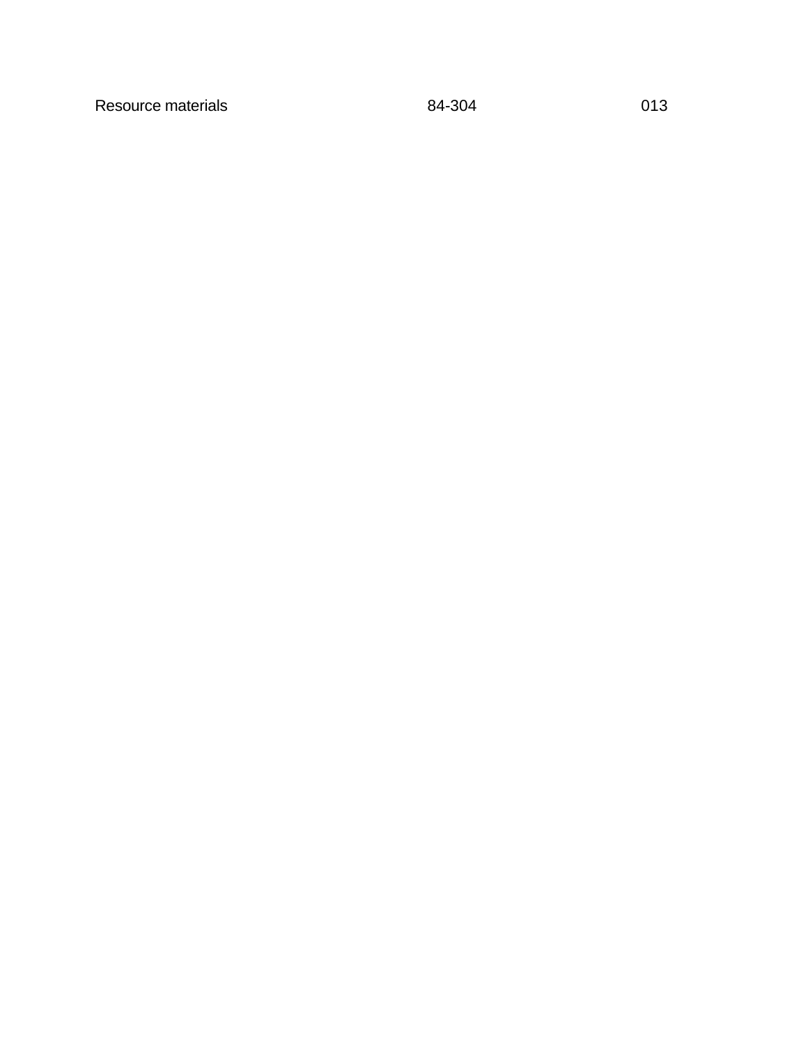| Resource materials | 84-304 | 013 |
|---|---|---|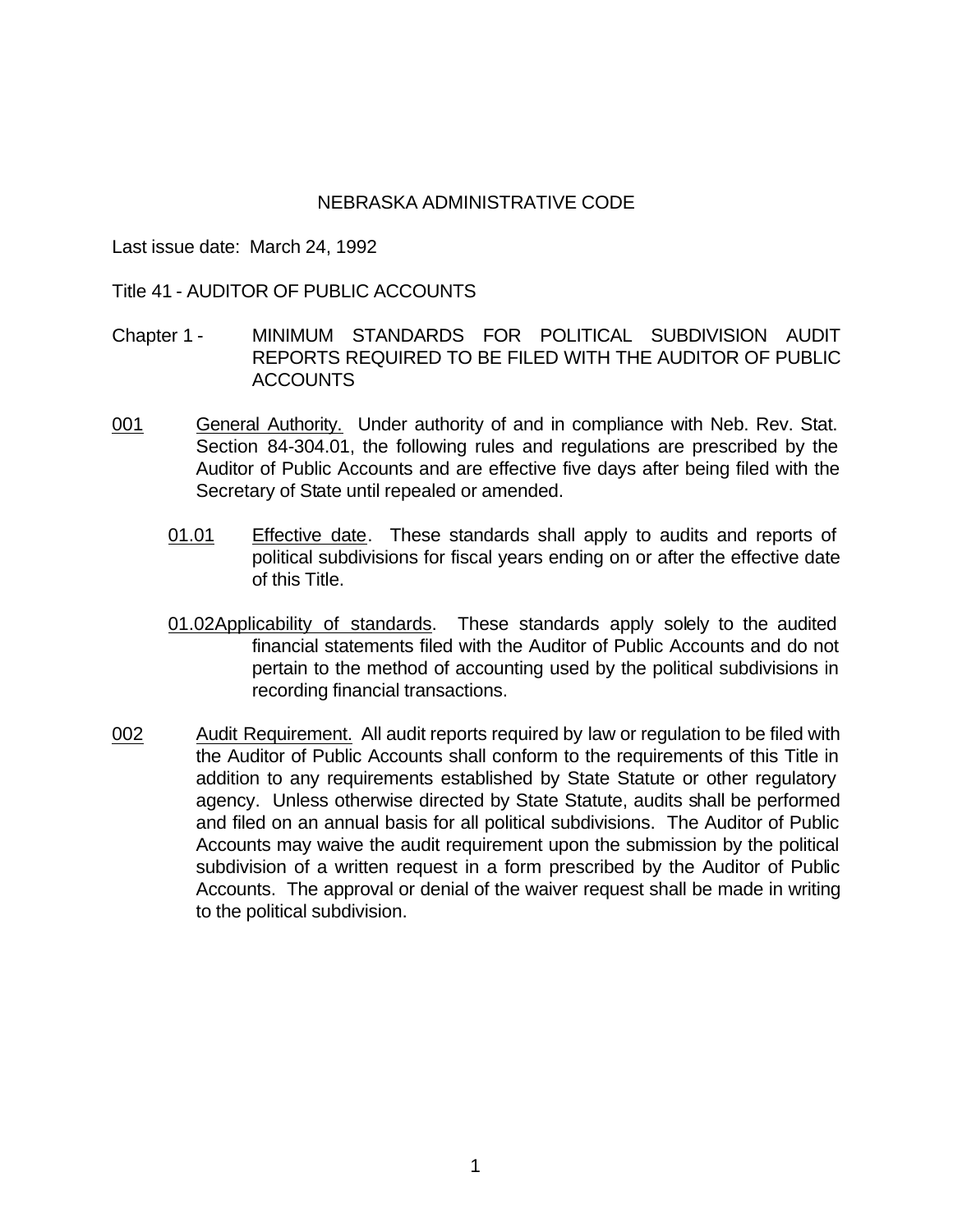NEBRASKA ADMINISTRATIVE CODE

Last issue date: March 24, 1992

Title 41 - AUDITOR OF PUBLIC ACCOUNTS

Chapter 1 - MINIMUM STANDARDS FOR POLITICAL SUBDIVISION AUDIT REPORTS REQUIRED TO BE FILED WITH THE AUDITOR OF PUBLIC ACCOUNTS

<u>001</u> <u>General Authority.</u> Under authority of and in compliance with Neb. Rev. Stat. Section 84-304.01, the following rules and regulations are prescribed by the Auditor of Public Accounts and are effective five days after being filed with the Secretary of State until repealed or amended.

<u>01.01</u> <u>Effective date</u>. These standards shall apply to audits and reports of political subdivisions for fiscal years ending on or after the effective date of this Title.

<u>01.02</u> <u>Applicability of standards</u>. These standards apply solely to the audited financial statements filed with the Auditor of Public Accounts and do not pertain to the method of accounting used by the political subdivisions in recording financial transactions.

<u>002</u> <u>Audit Requirement.</u> All audit reports required by law or regulation to be filed with the Auditor of Public Accounts shall conform to the requirements of this Title in addition to any requirements established by State Statute or other regulatory agency. Unless otherwise directed by State Statute, audits shall be performed and filed on an annual basis for all political subdivisions. The Auditor of Public Accounts may waive the audit requirement upon the submission by the political subdivision of a written request in a form prescribed by the Auditor of Public Accounts. The approval or denial of the waiver request shall be made in writing to the political subdivision.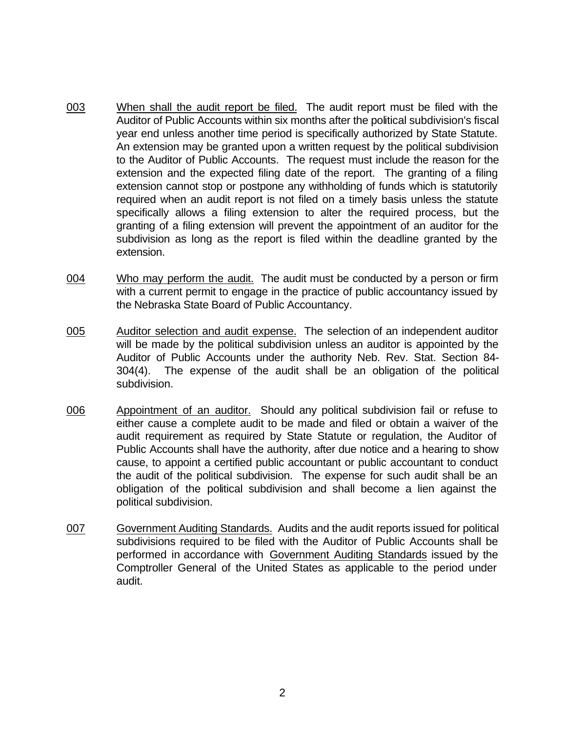003 When shall the audit report be filed. The audit report must be filed with the Auditor of Public Accounts within six months after the political subdivision's fiscal year end unless another time period is specifically authorized by State Statute. An extension may be granted upon a written request by the political subdivision to the Auditor of Public Accounts. The request must include the reason for the extension and the expected filing date of the report. The granting of a filing extension cannot stop or postpone any withholding of funds which is statutorily required when an audit report is not filed on a timely basis unless the statute specifically allows a filing extension to alter the required process, but the granting of a filing extension will prevent the appointment of an auditor for the subdivision as long as the report is filed within the deadline granted by the extension.

004 Who may perform the audit. The audit must be conducted by a person or firm with a current permit to engage in the practice of public accountancy issued by the Nebraska State Board of Public Accountancy.

005 Auditor selection and audit expense. The selection of an independent auditor will be made by the political subdivision unless an auditor is appointed by the Auditor of Public Accounts under the authority Neb. Rev. Stat. Section 84-304(4). The expense of the audit shall be an obligation of the political subdivision.

006 Appointment of an auditor. Should any political subdivision fail or refuse to either cause a complete audit to be made and filed or obtain a waiver of the audit requirement as required by State Statute or regulation, the Auditor of Public Accounts shall have the authority, after due notice and a hearing to show cause, to appoint a certified public accountant or public accountant to conduct the audit of the political subdivision. The expense for such audit shall be an obligation of the political subdivision and shall become a lien against the political subdivision.

007 Government Auditing Standards. Audits and the audit reports issued for political subdivisions required to be filed with the Auditor of Public Accounts shall be performed in accordance with Government Auditing Standards issued by the Comptroller General of the United States as applicable to the period under audit.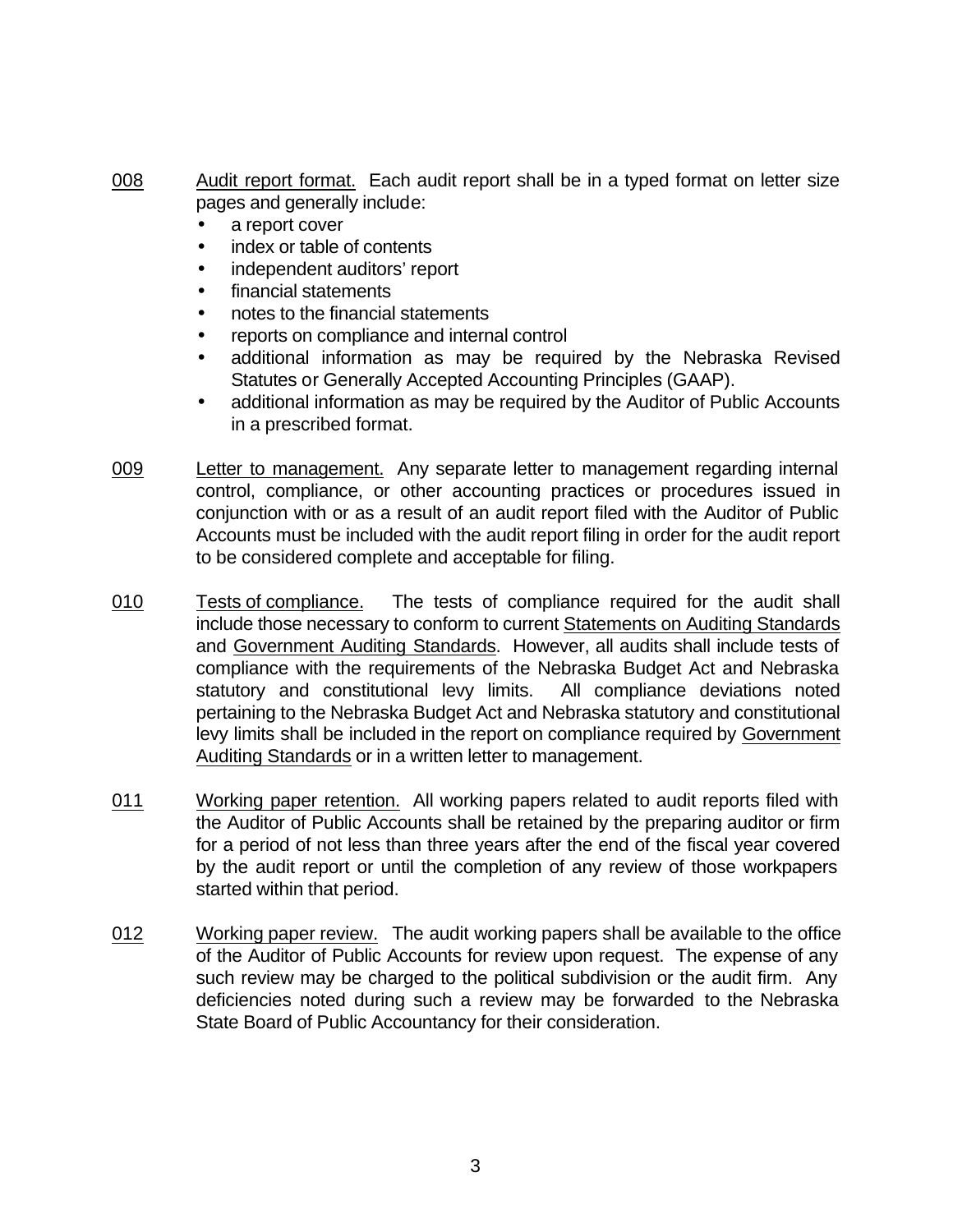008 Audit report format. Each audit report shall be in a typed format on letter size pages and generally include:

- a report cover
- index or table of contents
- independent auditors' report
- financial statements
- notes to the financial statements
- reports on compliance and internal control
- additional information as may be required by the Nebraska Revised Statutes or Generally Accepted Accounting Principles (GAAP).
- additional information as may be required by the Auditor of Public Accounts in a prescribed format.

009 Letter to management. Any separate letter to management regarding internal control, compliance, or other accounting practices or procedures issued in conjunction with or as a result of an audit report filed with the Auditor of Public Accounts must be included with the audit report filing in order for the audit report to be considered complete and acceptable for filing.

010 Tests of compliance. The tests of compliance required for the audit shall include those necessary to conform to current Statements on Auditing Standards and Government Auditing Standards. However, all audits shall include tests of compliance with the requirements of the Nebraska Budget Act and Nebraska statutory and constitutional levy limits. All compliance deviations noted pertaining to the Nebraska Budget Act and Nebraska statutory and constitutional levy limits shall be included in the report on compliance required by Government Auditing Standards or in a written letter to management.

011 Working paper retention. All working papers related to audit reports filed with the Auditor of Public Accounts shall be retained by the preparing auditor or firm for a period of not less than three years after the end of the fiscal year covered by the audit report or until the completion of any review of those workpapers started within that period.

012 Working paper review. The audit working papers shall be available to the office of the Auditor of Public Accounts for review upon request. The expense of any such review may be charged to the political subdivision or the audit firm. Any deficiencies noted during such a review may be forwarded to the Nebraska State Board of Public Accountancy for their consideration.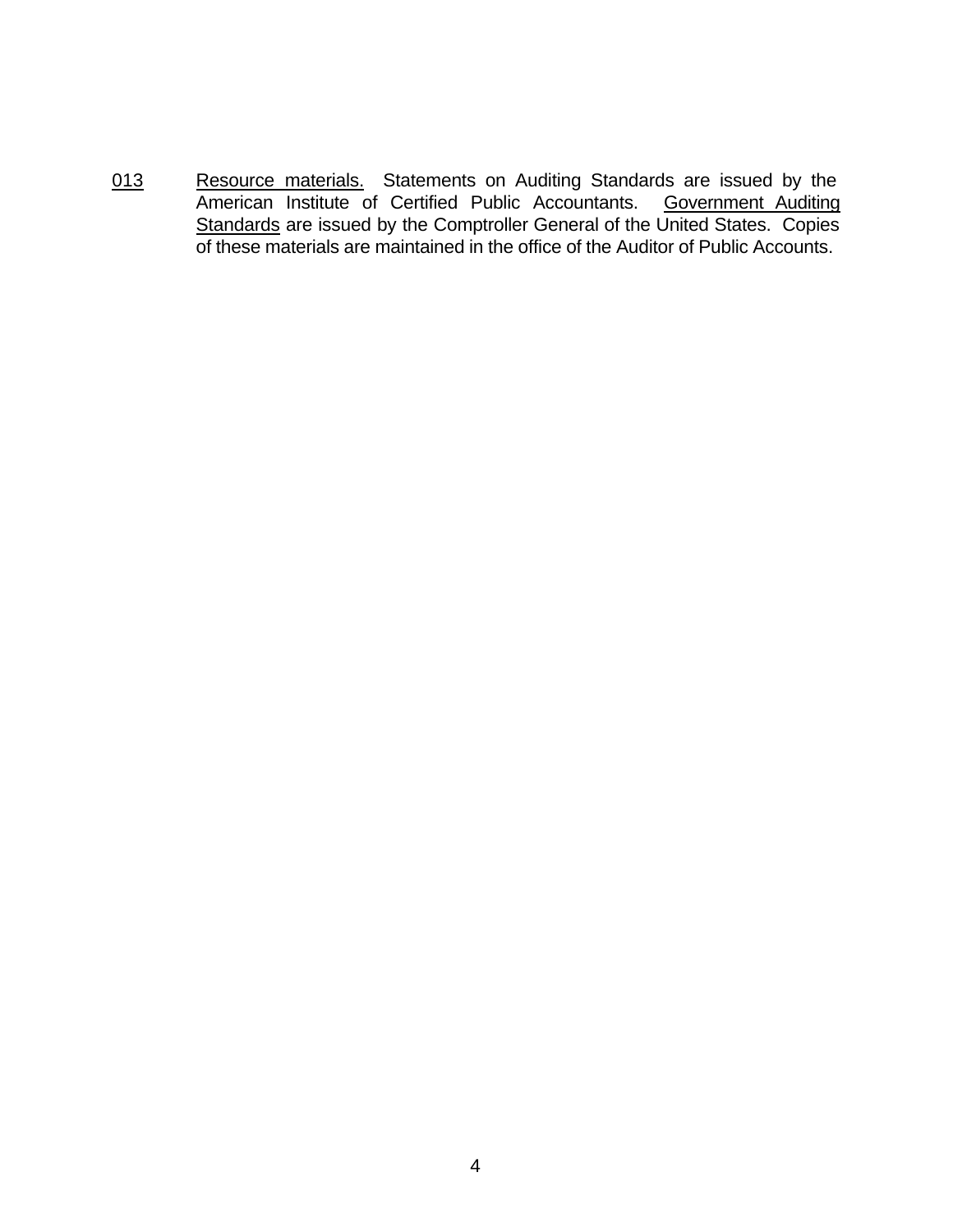013 Resource materials. Statements on Auditing Standards are issued by the American Institute of Certified Public Accountants. Government Auditing Standards are issued by the Comptroller General of the United States. Copies of these materials are maintained in the office of the Auditor of Public Accounts.